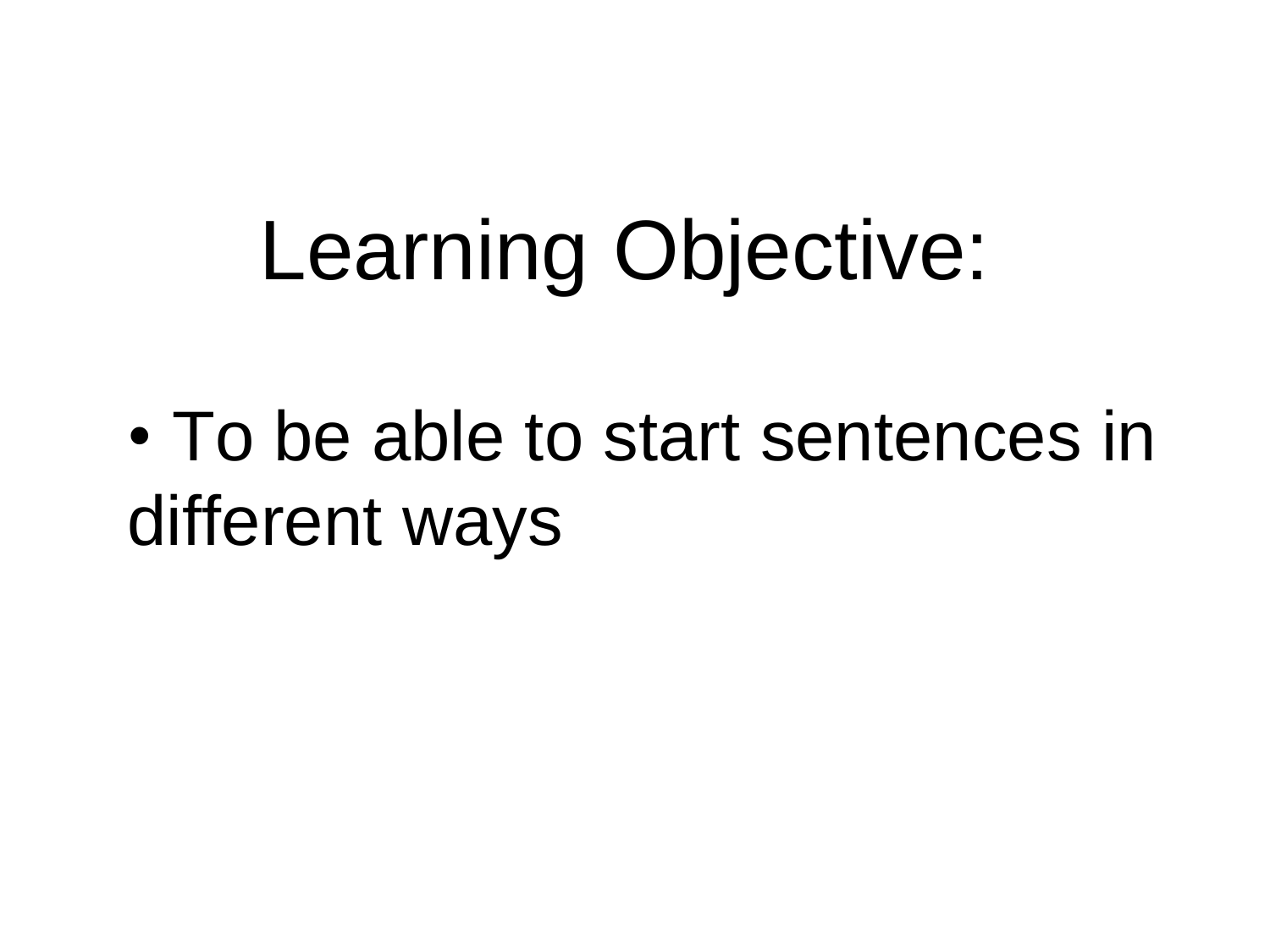# Learning Objective:

- To be able to start sentences in different ways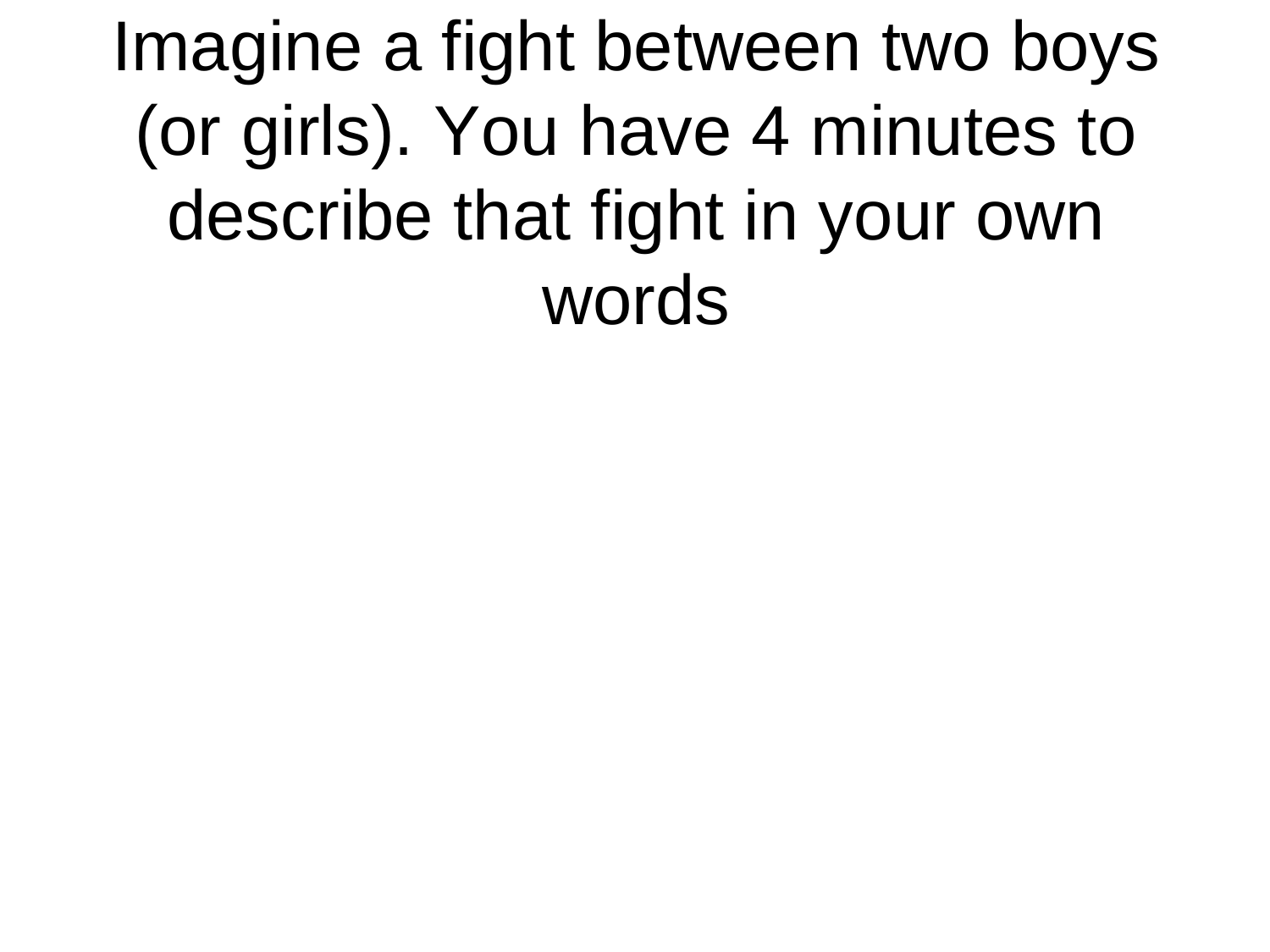# Imagine a fight between two boys (or girls). You have 4 minutes to describe that fight in your own words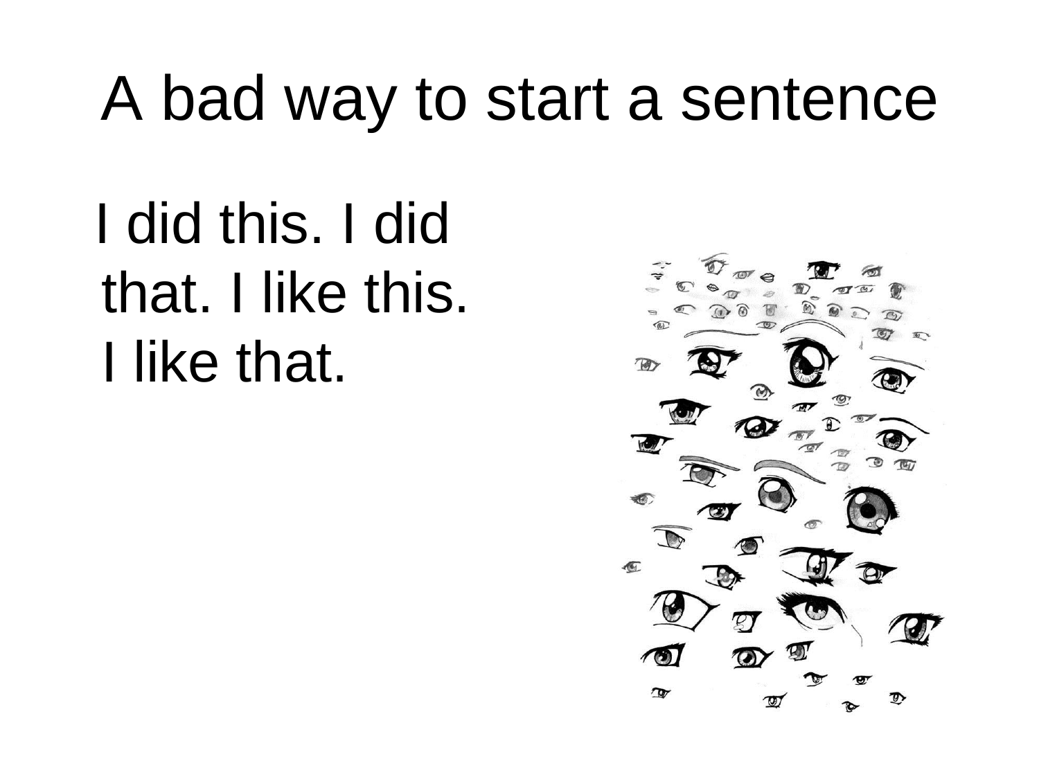# A bad way to start a sentence

I did this. I did that. I like this. I like that.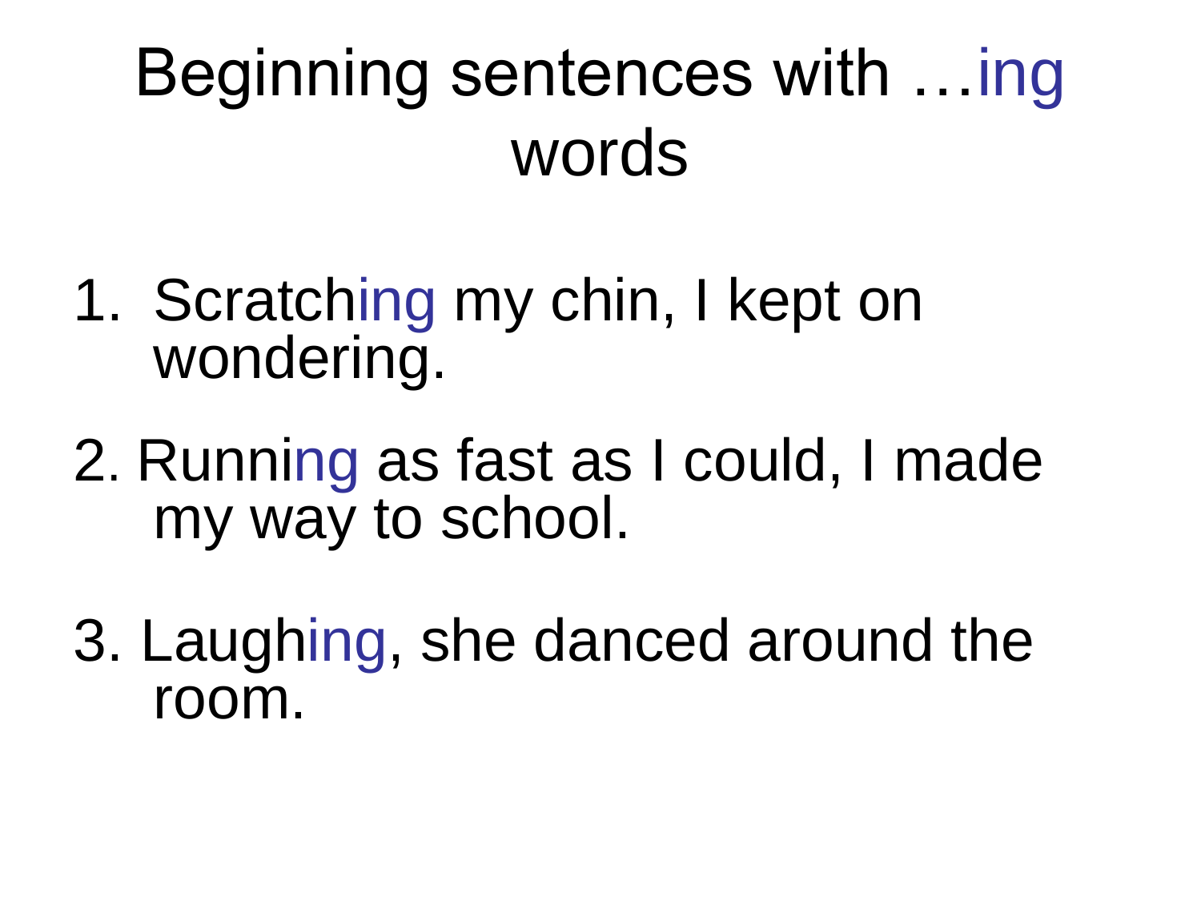# Beginning sentences with …ing words

1. Scratching my chin, I kept on wondering.
2. Running as fast as I could, I made my way to school.
3. Laughing, she danced around the room.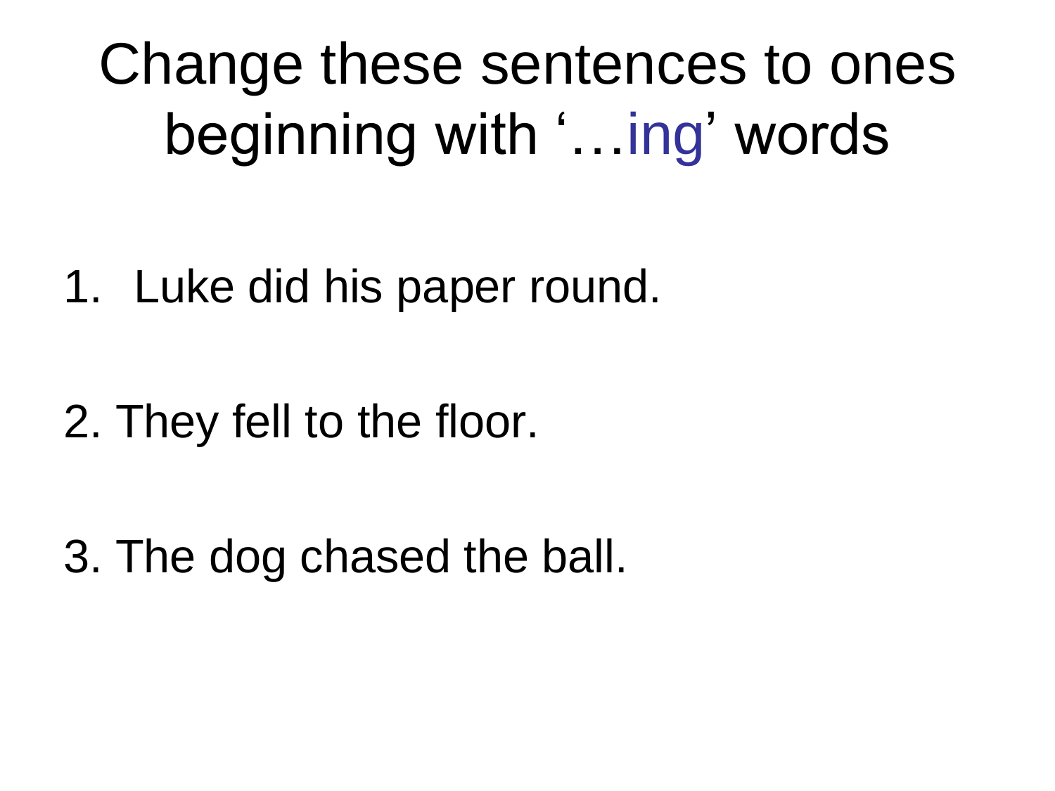# Change these sentences to ones beginning with '…ing' words

1. Luke did his paper round.

2. They fell to the floor.

3. The dog chased the ball.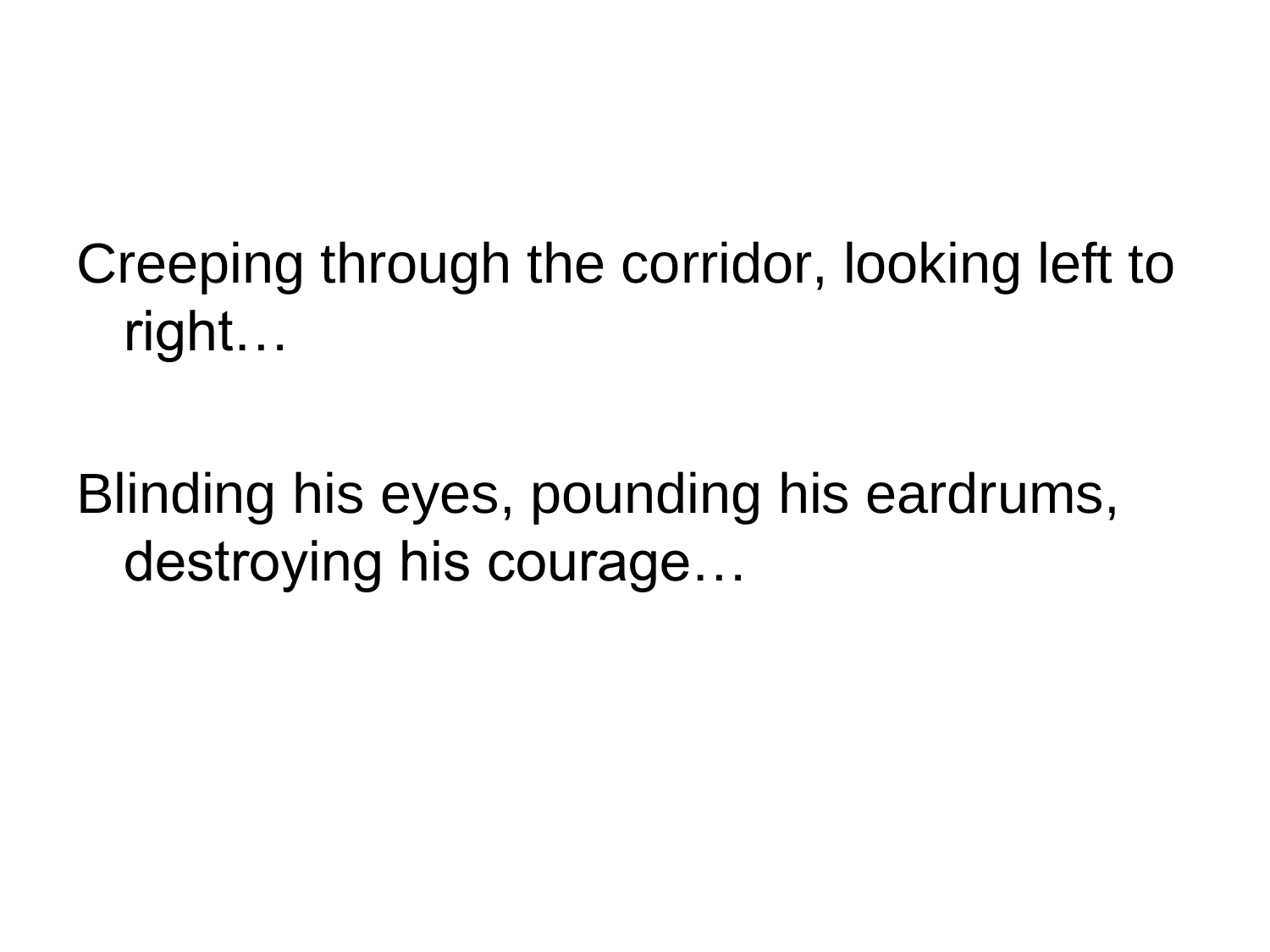Creeping through the corridor, looking left to right…

Blinding his eyes, pounding his eardrums, destroying his courage…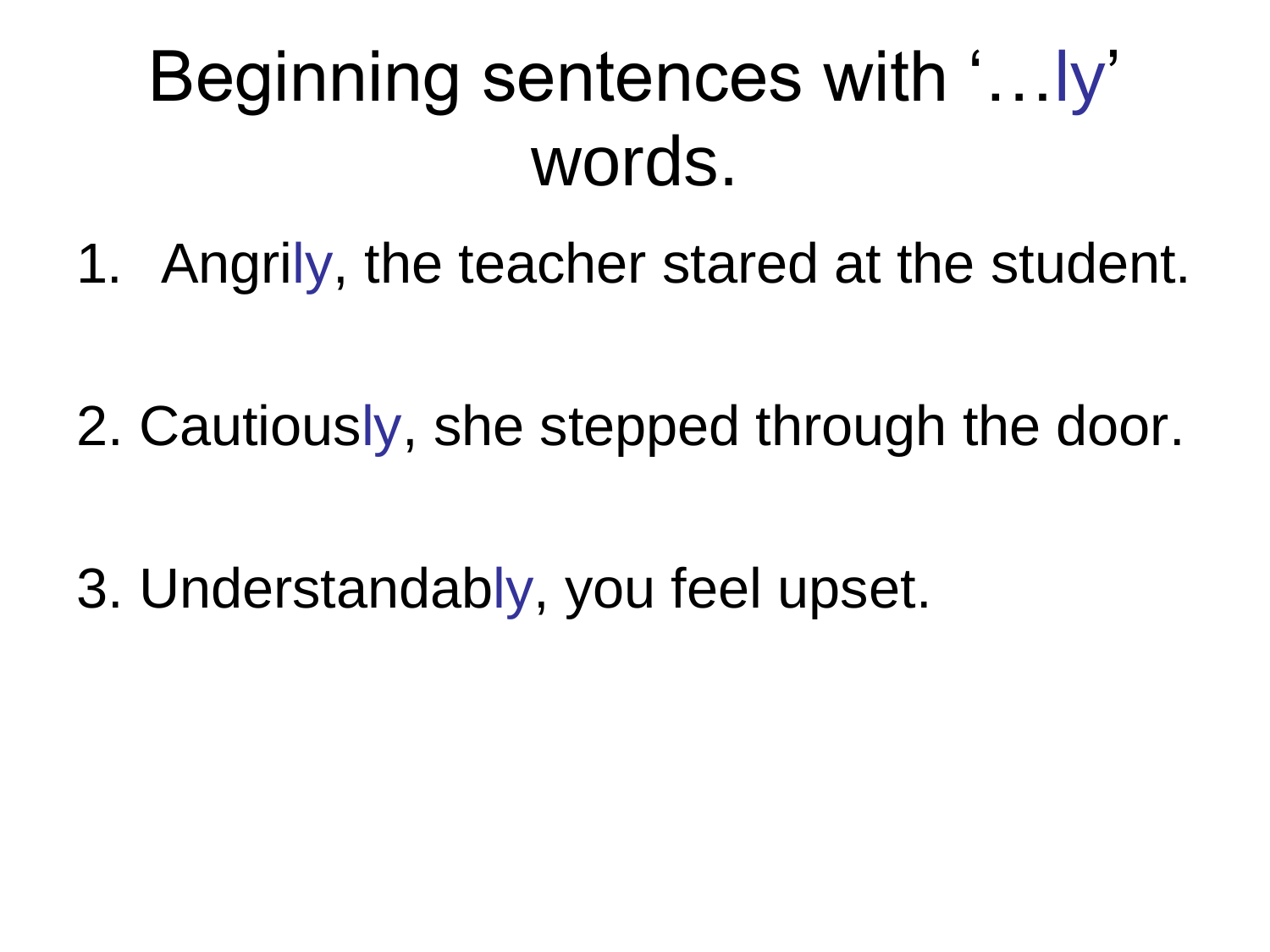# Beginning sentences with '…ly' words.

1. Angrily, the teacher stared at the student.

2. Cautiously, she stepped through the door.

3. Understandably, you feel upset.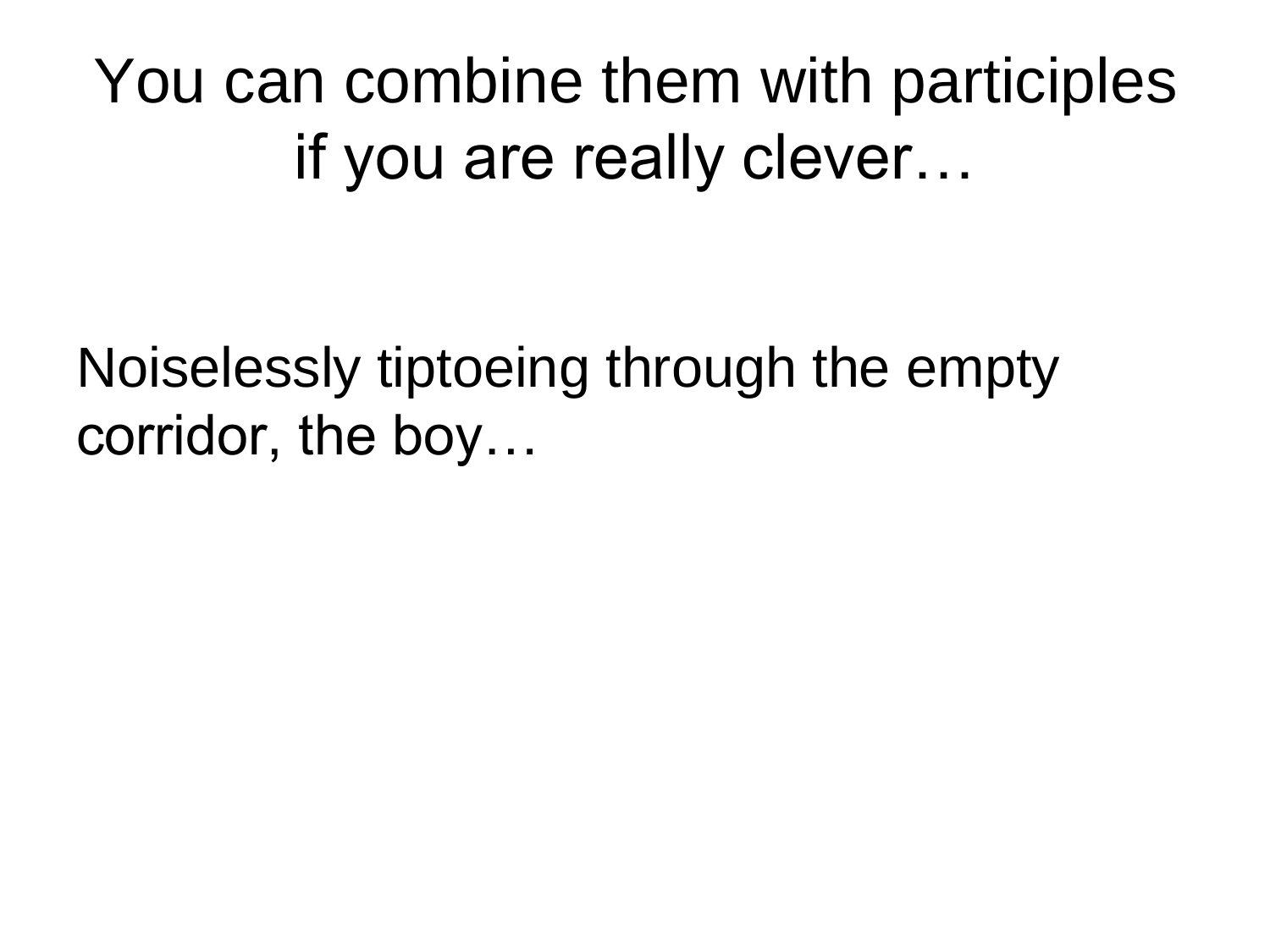# You can combine them with participles if you are really clever…

Noiselessly tiptoeing through the empty corridor, the boy…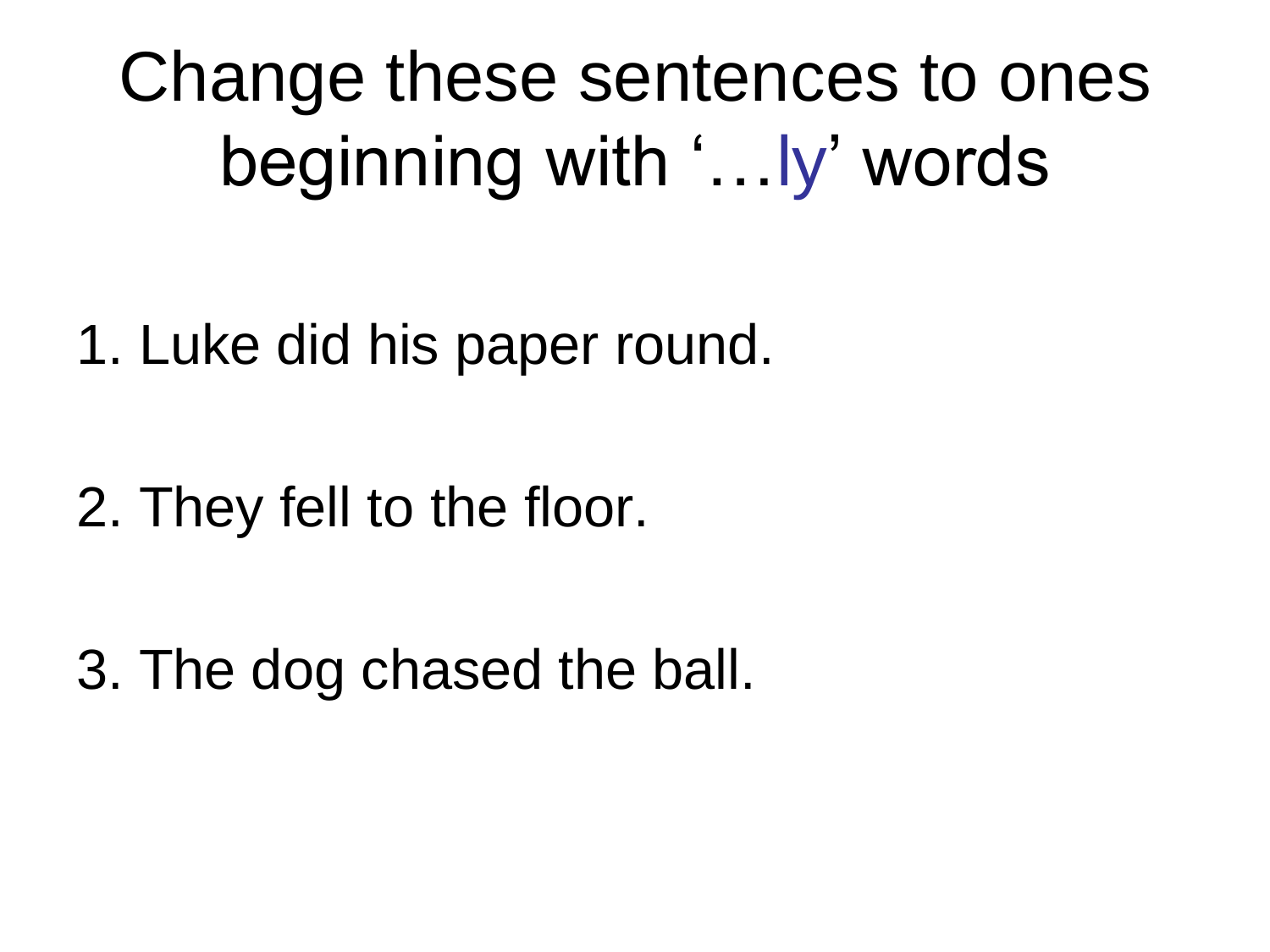# Change these sentences to ones beginning with '…ly' words

1. Luke did his paper round.

2. They fell to the floor.

3. The dog chased the ball.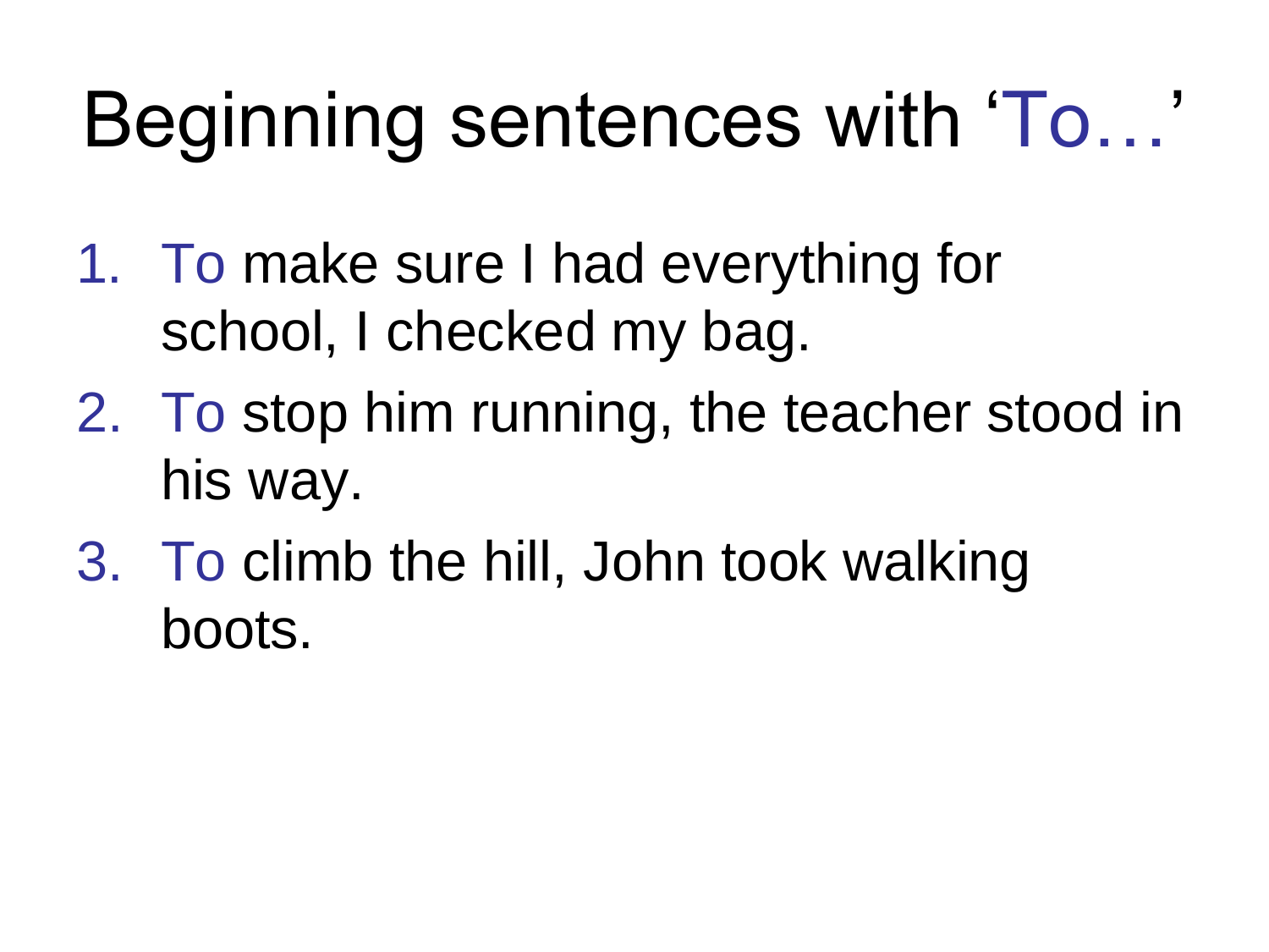# Beginning sentences with 'To…'

1. To make sure I had everything for school, I checked my bag.
2. To stop him running, the teacher stood in his way.
3. To climb the hill, John took walking boots.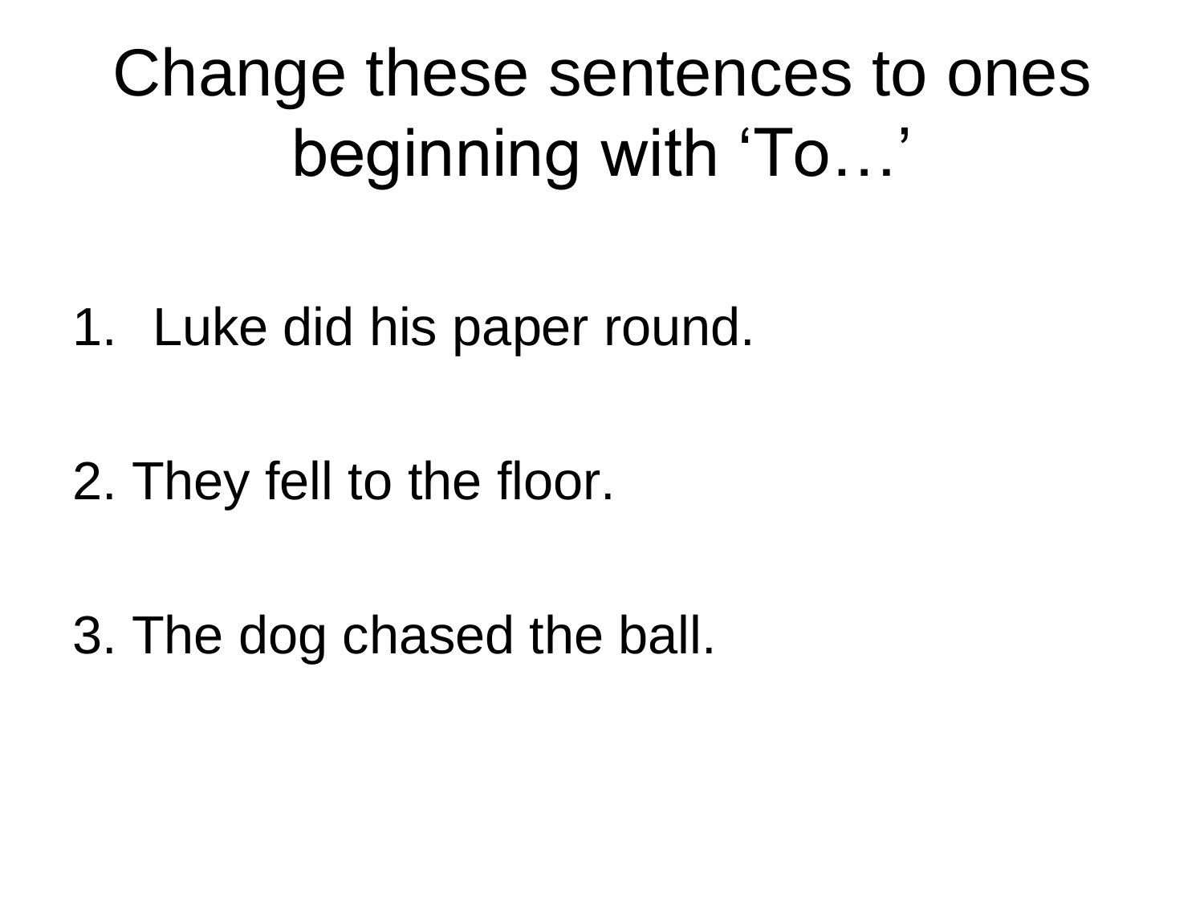# Change these sentences to ones beginning with ‘To…’

1. Luke did his paper round.

2. They fell to the floor.

3. The dog chased the ball.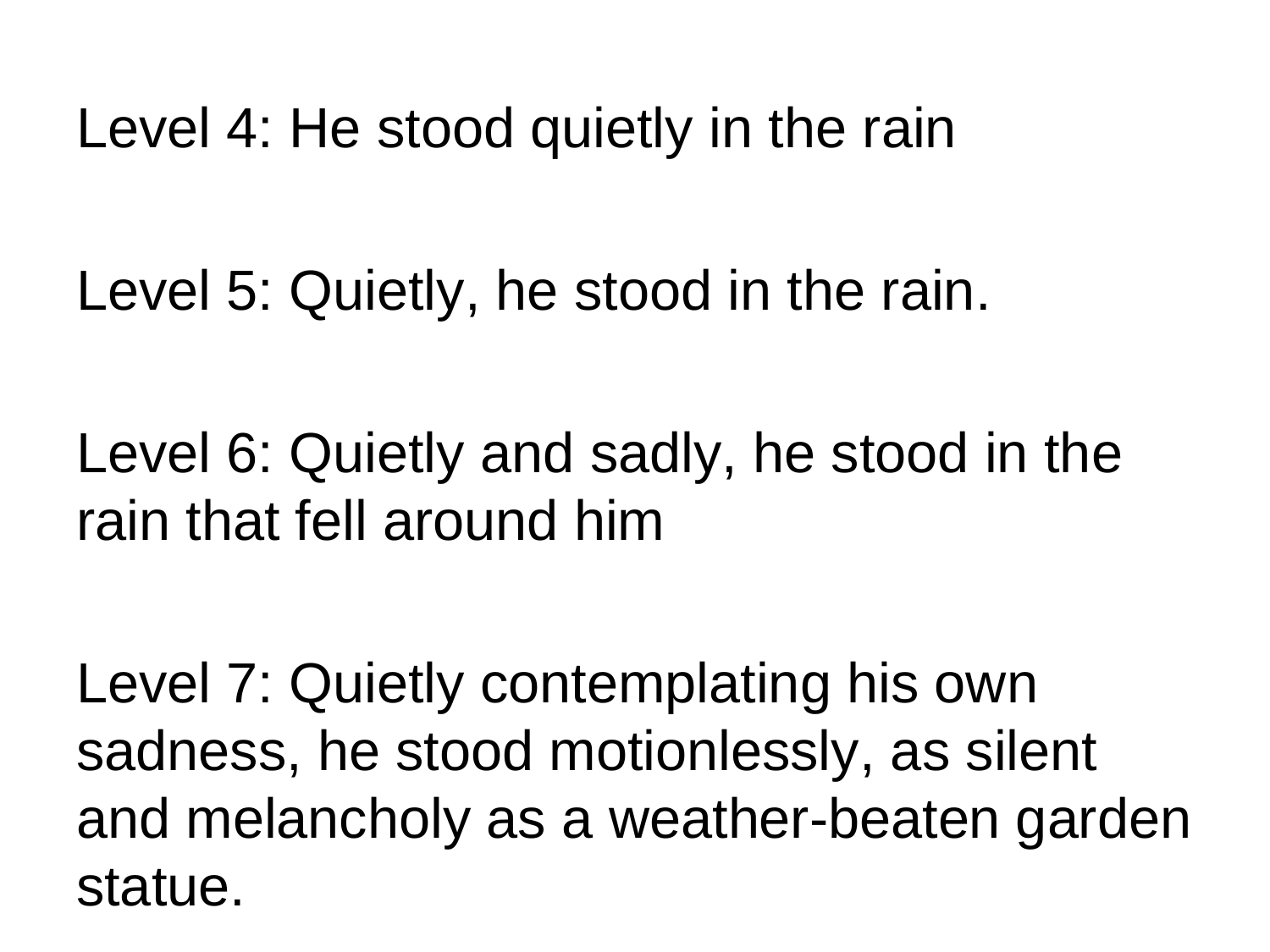Level 4: He stood quietly in the rain

Level 5: Quietly, he stood in the rain.

Level 6: Quietly and sadly, he stood in the rain that fell around him

Level 7: Quietly contemplating his own sadness, he stood motionlessly, as silent and melancholy as a weather-beaten garden statue.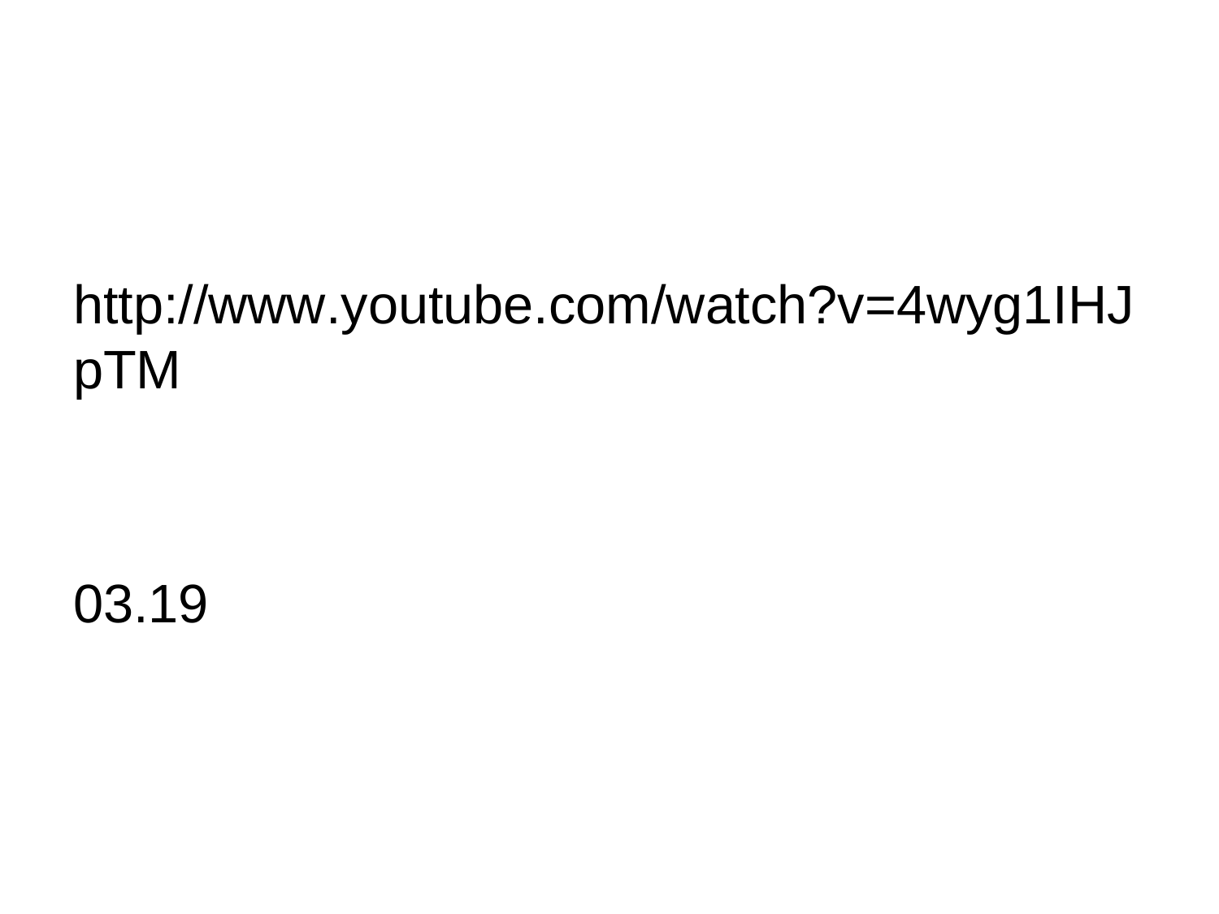http://www.youtube.com/watch?v=4wyg1IHJpTM

03.19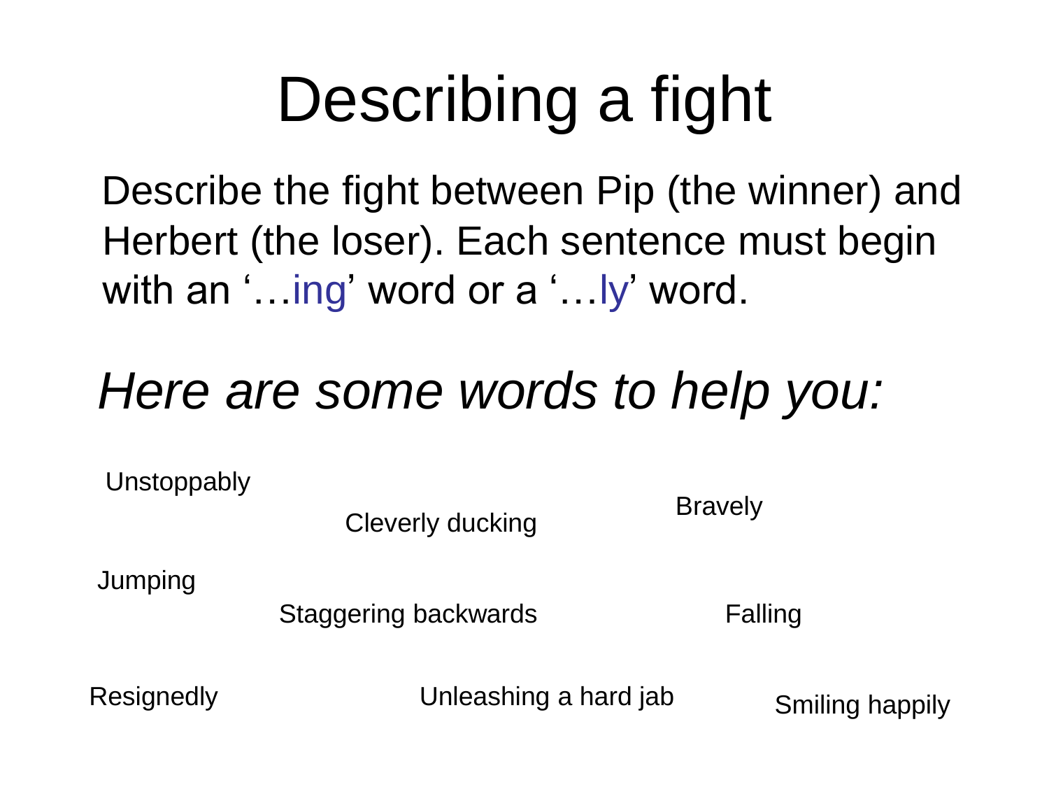# Describing a fight

Describe the fight between Pip (the winner) and Herbert (the loser). Each sentence must begin with an '…ing' word or a '…ly' word.

*Here are some words to help you:*

Unstoppably

Cleverly ducking

Bravely

Jumping

Staggering backwards

Falling

Resignedly

Unleashing a hard jab

Smiling happily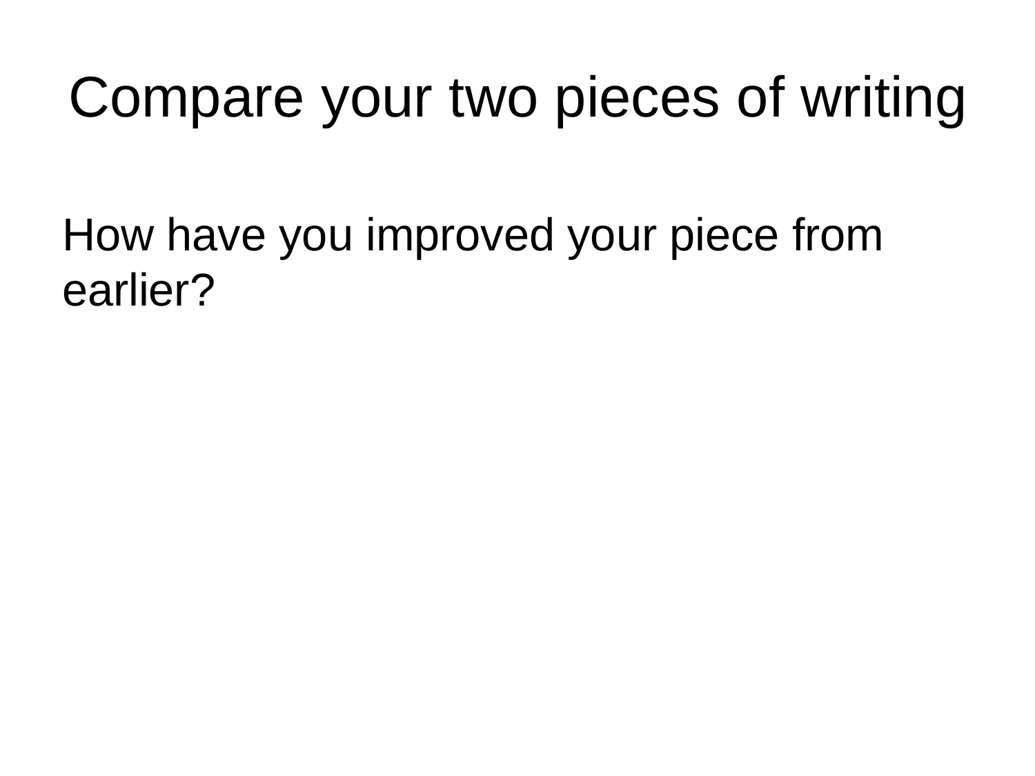# Compare your two pieces of writing

How have you improved your piece from earlier?